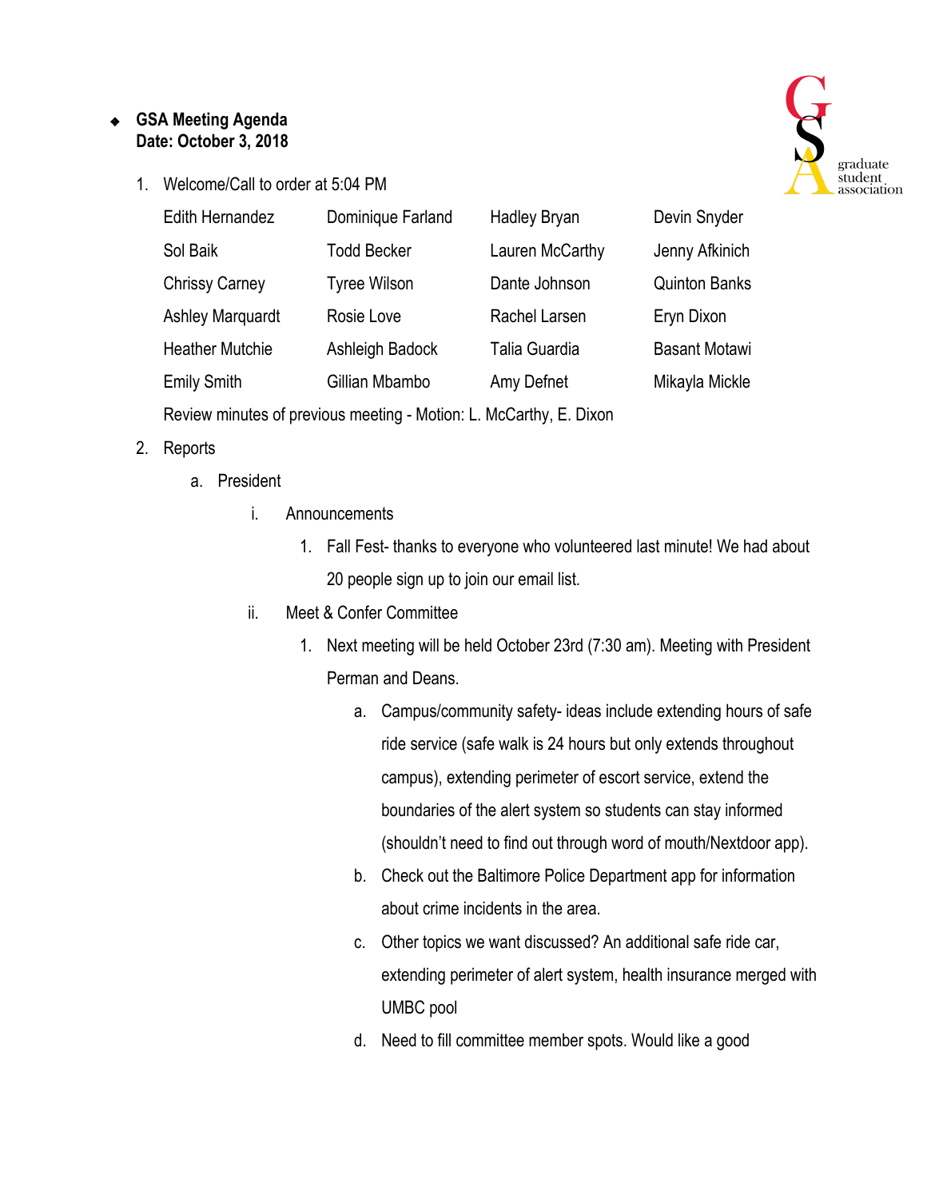- **GSA Meeting Agenda**
  **Date: October 3, 2018**

1. Welcome/Call to order at 5:04 PM

   | | | | |
   |---|---|---|---|
   | Edith Hernandez | Dominique Farland | Hadley Bryan | Devin Snyder |
   | Sol Baik | Todd Becker | Lauren McCarthy | Jenny Afkinich |
   | Chrissy Carney | Tyree Wilson | Dante Johnson | Quinton Banks |
   | Ashley Marquardt | Rosie Love | Rachel Larsen | Eryn Dixon |
   | Heather Mutchie | Ashleigh Badock | Talia Guardia | Basant Motawi |
   | Emily Smith | Gillian Mbambo | Amy Defnet | Mikayla Mickle |

   Review minutes of previous meeting - Motion: L. McCarthy, E. Dixon

2. Reports
   a. President
      i. Announcements
         1. Fall Fest- thanks to everyone who volunteered last minute! We had about 20 people sign up to join our email list.
      ii. Meet & Confer Committee
         1. Next meeting will be held October 23rd (7:30 am). Meeting with President Perman and Deans.
            a. Campus/community safety- ideas include extending hours of safe ride service (safe walk is 24 hours but only extends throughout campus), extending perimeter of escort service, extend the boundaries of the alert system so students can stay informed (shouldn't need to find out through word of mouth/Nextdoor app).
            b. Check out the Baltimore Police Department app for information about crime incidents in the area.
            c. Other topics we want discussed? An additional safe ride car, extending perimeter of alert system, health insurance merged with UMBC pool
            d. Need to fill committee member spots. Would like a good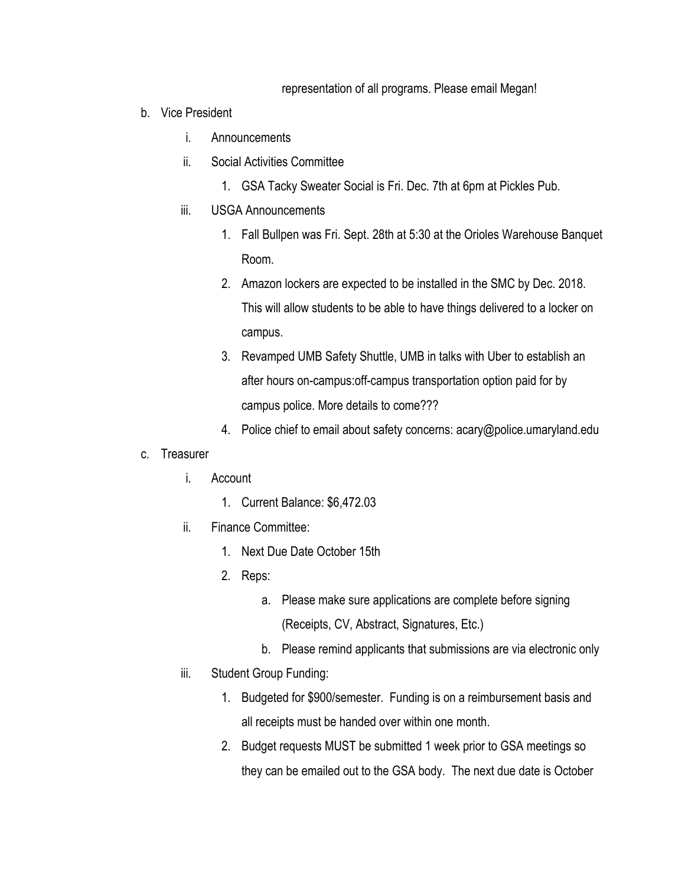representation of all programs. Please email Megan!

b. Vice President
    i. Announcements
    ii. Social Activities Committee
        1. GSA Tacky Sweater Social is Fri. Dec. 7th at 6pm at Pickles Pub.
    iii. USGA Announcements
        1. Fall Bullpen was Fri. Sept. 28th at 5:30 at the Orioles Warehouse Banquet Room.
        2. Amazon lockers are expected to be installed in the SMC by Dec. 2018. This will allow students to be able to have things delivered to a locker on campus.
        3. Revamped UMB Safety Shuttle, UMB in talks with Uber to establish an after hours on-campus:off-campus transportation option paid for by campus police. More details to come???
        4. Police chief to email about safety concerns: acary@police.umaryland.edu

c. Treasurer
    i. Account
        1. Current Balance: $6,472.03
    ii. Finance Committee:
        1. Next Due Date October 15th
        2. Reps:
            a. Please make sure applications are complete before signing (Receipts, CV, Abstract, Signatures, Etc.)
            b. Please remind applicants that submissions are via electronic only
    iii. Student Group Funding:
        1. Budgeted for $900/semester. Funding is on a reimbursement basis and all receipts must be handed over within one month.
        2. Budget requests MUST be submitted 1 week prior to GSA meetings so they can be emailed out to the GSA body. The next due date is October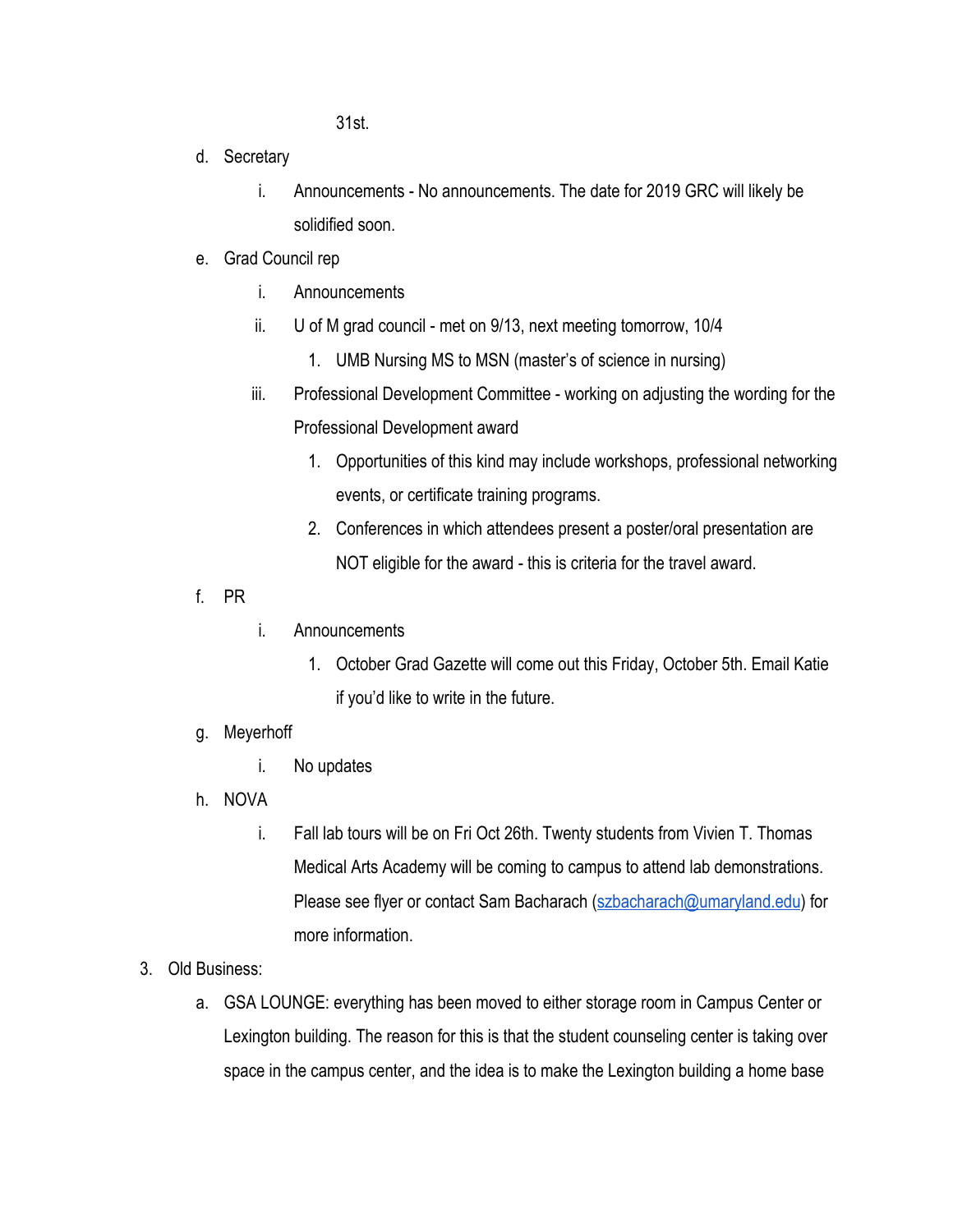31st.

   d. Secretary
      i. Announcements - No announcements. The date for 2019 GRC will likely be solidified soon.
   e. Grad Council rep
      i. Announcements
      ii. U of M grad council - met on 9/13, next meeting tomorrow, 10/4
         1. UMB Nursing MS to MSN (master's of science in nursing)
      iii. Professional Development Committee - working on adjusting the wording for the Professional Development award
         1. Opportunities of this kind may include workshops, professional networking events, or certificate training programs.
         2. Conferences in which attendees present a poster/oral presentation are NOT eligible for the award - this is criteria for the travel award.
   f. PR
      i. Announcements
         1. October Grad Gazette will come out this Friday, October 5th. Email Katie if you'd like to write in the future.
   g. Meyerhoff
      i. No updates
   h. NOVA
      i. Fall lab tours will be on Fri Oct 26th. Twenty students from Vivien T. Thomas Medical Arts Academy will be coming to campus to attend lab demonstrations. Please see flyer or contact Sam Bacharach (szbacharach@umaryland.edu) for more information.

3. Old Business:
   a. GSA LOUNGE: everything has been moved to either storage room in Campus Center or Lexington building. The reason for this is that the student counseling center is taking over space in the campus center, and the idea is to make the Lexington building a home base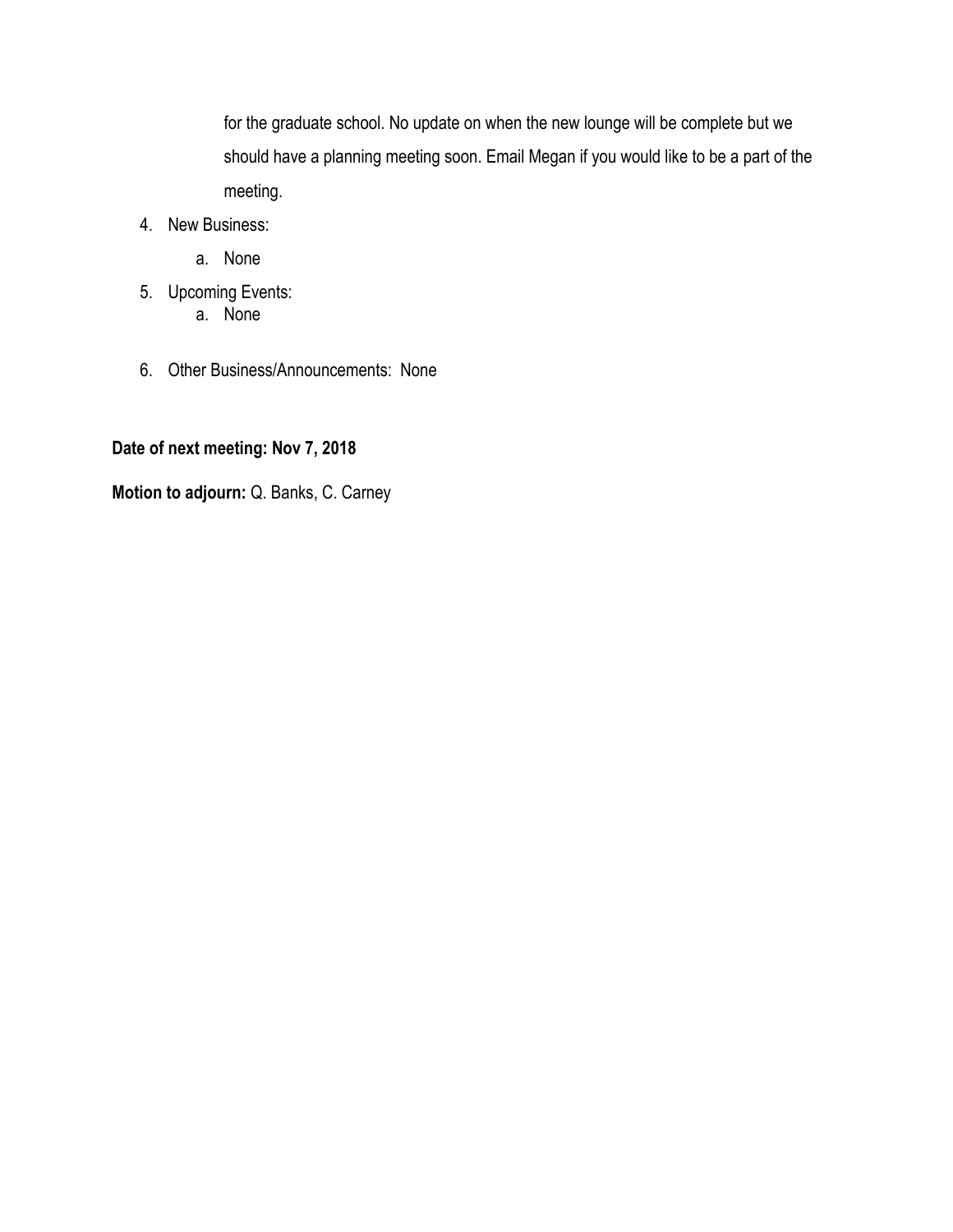for the graduate school. No update on when the new lounge will be complete but we should have a planning meeting soon. Email Megan if you would like to be a part of the meeting.

4. New Business:
   a. None
5. Upcoming Events:
   a. None
6. Other Business/Announcements: None

**Date of next meeting: Nov 7, 2018**

**Motion to adjourn:** Q. Banks, C. Carney